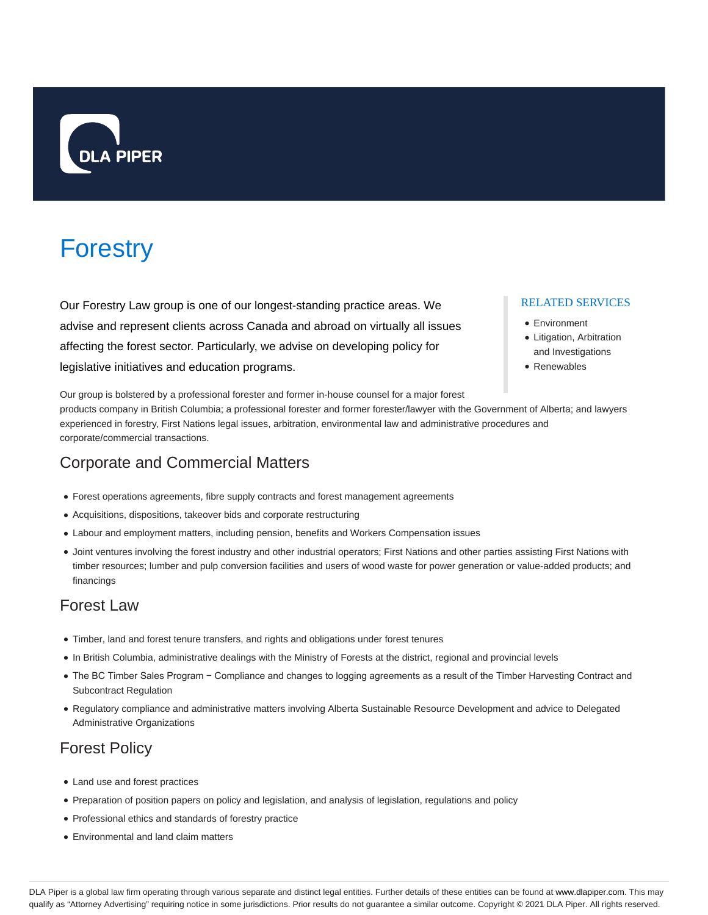# Forestry

Our Forestry Law group is one of our longest-standing practice areas. We advise and represent clients across Canada and abroad on virtually all issues affecting the forest sector. Particularly, we advise on developing policy for legislative initiatives and education programs.

Our group is bolstered by a professional forester and former in-house counsel for a major forest products company in British Columbia; a professional forester and former forester/lawyer with the Government of Alberta; and lawyers experienced in forestry, First Nations legal issues, arbitration, environmental law and administrative procedures and corporate/commercial transactions.

RELATED SERVICES

- Environment
- Litigation, Arbitration and Investigations
- Renewables

## Corporate and Commercial Matters

- Forest operations agreements, fibre supply contracts and forest management agreements
- Acquisitions, dispositions, takeover bids and corporate restructuring
- Labour and employment matters, including pension, benefits and Workers Compensation issues
- Joint ventures involving the forest industry and other industrial operators; First Nations and other parties assisting First Nations with timber resources; lumber and pulp conversion facilities and users of wood waste for power generation or value-added products; and financings

## Forest Law

- Timber, land and forest tenure transfers, and rights and obligations under forest tenures
- In British Columbia, administrative dealings with the Ministry of Forests at the district, regional and provincial levels
- The BC Timber Sales Program − Compliance and changes to logging agreements as a result of the Timber Harvesting Contract and Subcontract Regulation
- Regulatory compliance and administrative matters involving Alberta Sustainable Resource Development and advice to Delegated Administrative Organizations

## Forest Policy

- Land use and forest practices
- Preparation of position papers on policy and legislation, and analysis of legislation, regulations and policy
- Professional ethics and standards of forestry practice
- Environmental and land claim matters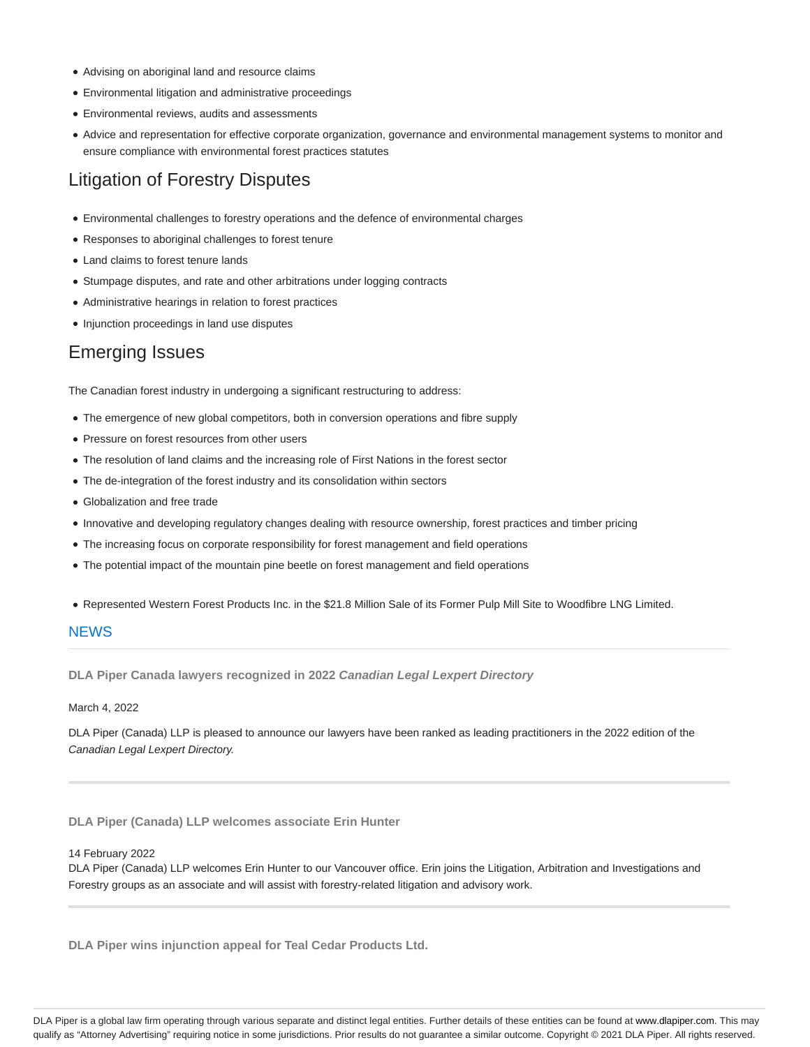- Advising on aboriginal land and resource claims
- Environmental litigation and administrative proceedings
- Environmental reviews, audits and assessments
- Advice and representation for effective corporate organization, governance and environmental management systems to monitor and ensure compliance with environmental forest practices statutes

## Litigation of Forestry Disputes

- Environmental challenges to forestry operations and the defence of environmental charges
- Responses to aboriginal challenges to forest tenure
- Land claims to forest tenure lands
- Stumpage disputes, and rate and other arbitrations under logging contracts
- Administrative hearings in relation to forest practices
- Injunction proceedings in land use disputes

## Emerging Issues

The Canadian forest industry in undergoing a significant restructuring to address:

- The emergence of new global competitors, both in conversion operations and fibre supply
- Pressure on forest resources from other users
- The resolution of land claims and the increasing role of First Nations in the forest sector
- The de-integration of the forest industry and its consolidation within sectors
- Globalization and free trade
- Innovative and developing regulatory changes dealing with resource ownership, forest practices and timber pricing
- The increasing focus on corporate responsibility for forest management and field operations
- The potential impact of the mountain pine beetle on forest management and field operations

- Represented Western Forest Products Inc. in the $21.8 Million Sale of its Former Pulp Mill Site to Woodfibre LNG Limited.

## NEWS

**DLA Piper Canada lawyers recognized in 2022 *Canadian Legal Lexpert Directory***

March 4, 2022

DLA Piper (Canada) LLP is pleased to announce our lawyers have been ranked as leading practitioners in the 2022 edition of the *Canadian Legal Lexpert Directory.*

**DLA Piper (Canada) LLP welcomes associate Erin Hunter**

14 February 2022

DLA Piper (Canada) LLP welcomes Erin Hunter to our Vancouver office. Erin joins the Litigation, Arbitration and Investigations and Forestry groups as an associate and will assist with forestry-related litigation and advisory work.

**DLA Piper wins injunction appeal for Teal Cedar Products Ltd.**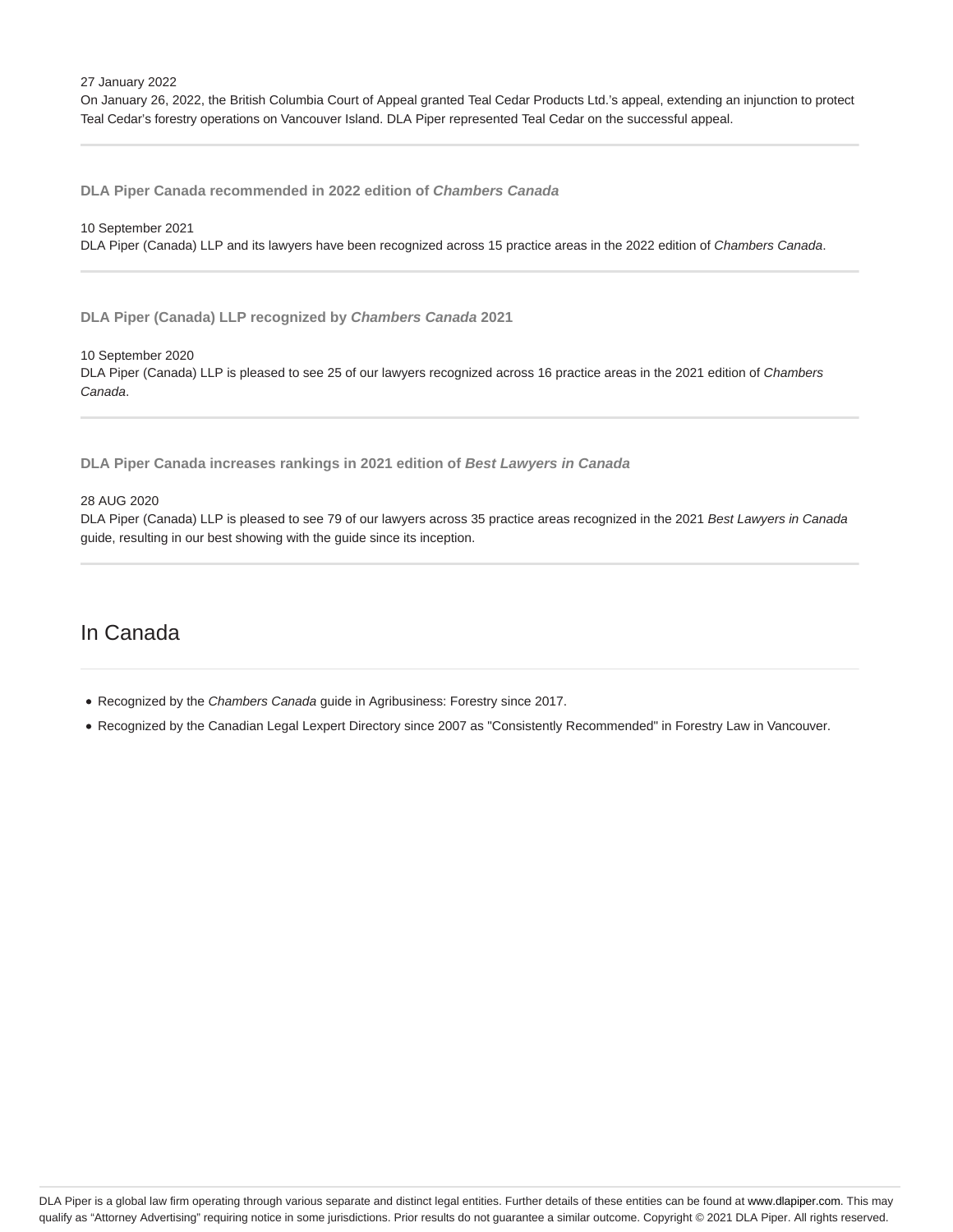27 January 2022
On January 26, 2022, the British Columbia Court of Appeal granted Teal Cedar Products Ltd.'s appeal, extending an injunction to protect Teal Cedar's forestry operations on Vancouver Island. DLA Piper represented Teal Cedar on the successful appeal.

---

**DLA Piper Canada recommended in 2022 edition of *Chambers Canada***

10 September 2021
DLA Piper (Canada) LLP and its lawyers have been recognized across 15 practice areas in the 2022 edition of *Chambers Canada*.

---

**DLA Piper (Canada) LLP recognized by *Chambers Canada* 2021**

10 September 2020
DLA Piper (Canada) LLP is pleased to see 25 of our lawyers recognized across 16 practice areas in the 2021 edition of *Chambers Canada*.

---

**DLA Piper Canada increases rankings in 2021 edition of *Best Lawyers in Canada***

28 AUG 2020
DLA Piper (Canada) LLP is pleased to see 79 of our lawyers across 35 practice areas recognized in the 2021 *Best Lawyers in Canada* guide, resulting in our best showing with the guide since its inception.

---

## In Canada

- Recognized by the *Chambers Canada* guide in Agribusiness: Forestry since 2017.
- Recognized by the Canadian Legal Lexpert Directory since 2007 as "Consistently Recommended" in Forestry Law in Vancouver.

DLA Piper is a global law firm operating through various separate and distinct legal entities. Further details of these entities can be found at www.dlapiper.com. This may qualify as "Attorney Advertising" requiring notice in some jurisdictions. Prior results do not guarantee a similar outcome. Copyright © 2021 DLA Piper. All rights reserved.